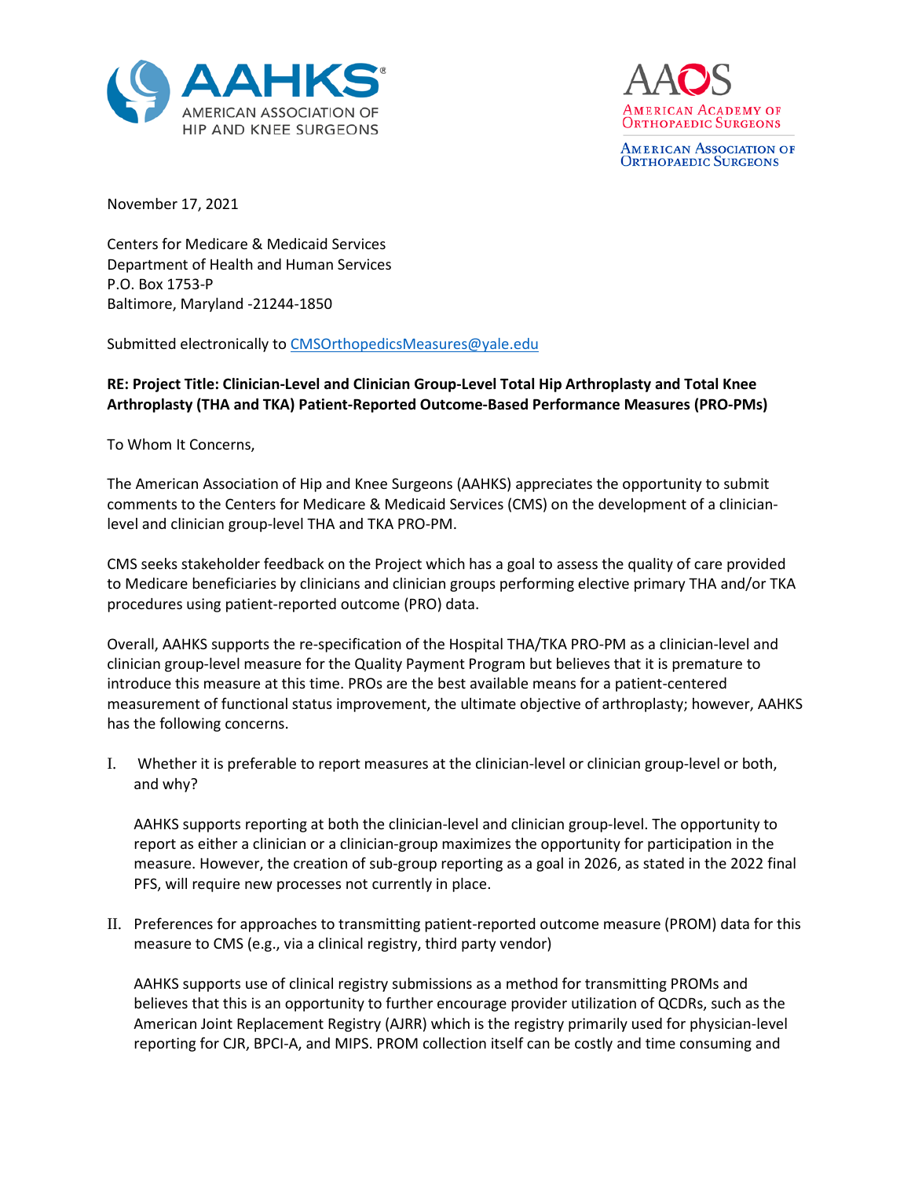AAHKS AMERICAN ASSOCIATION OF HIP AND KNEE SURGEONS

AAOS AMERICAN ACADEMY OF ORTHOPAEDIC SURGEONS
AMERICAN ASSOCIATION OF ORTHOPAEDIC SURGEONS

November 17, 2021

Centers for Medicare & Medicaid Services
Department of Health and Human Services
P.O. Box 1753-P
Baltimore, Maryland -21244-1850

Submitted electronically to CMSOrthopedicsMeasures@yale.edu

**RE: Project Title: Clinician-Level and Clinician Group-Level Total Hip Arthroplasty and Total Knee Arthroplasty (THA and TKA) Patient-Reported Outcome-Based Performance Measures (PRO-PMs)**

To Whom It Concerns,

The American Association of Hip and Knee Surgeons (AAHKS) appreciates the opportunity to submit comments to the Centers for Medicare & Medicaid Services (CMS) on the development of a clinician-level and clinician group-level THA and TKA PRO-PM.

CMS seeks stakeholder feedback on the Project which has a goal to assess the quality of care provided to Medicare beneficiaries by clinicians and clinician groups performing elective primary THA and/or TKA procedures using patient-reported outcome (PRO) data.

Overall, AAHKS supports the re-specification of the Hospital THA/TKA PRO-PM as a clinician-level and clinician group-level measure for the Quality Payment Program but believes that it is premature to introduce this measure at this time. PROs are the best available means for a patient-centered measurement of functional status improvement, the ultimate objective of arthroplasty; however, AAHKS has the following concerns.

I. Whether it is preferable to report measures at the clinician-level or clinician group-level or both, and why?

   AAHKS supports reporting at both the clinician-level and clinician group-level. The opportunity to report as either a clinician or a clinician-group maximizes the opportunity for participation in the measure. However, the creation of sub-group reporting as a goal in 2026, as stated in the 2022 final PFS, will require new processes not currently in place.

II. Preferences for approaches to transmitting patient-reported outcome measure (PROM) data for this measure to CMS (e.g., via a clinical registry, third party vendor)

   AAHKS supports use of clinical registry submissions as a method for transmitting PROMs and believes that this is an opportunity to further encourage provider utilization of QCDRs, such as the American Joint Replacement Registry (AJRR) which is the registry primarily used for physician-level reporting for CJR, BPCI-A, and MIPS. PROM collection itself can be costly and time consuming and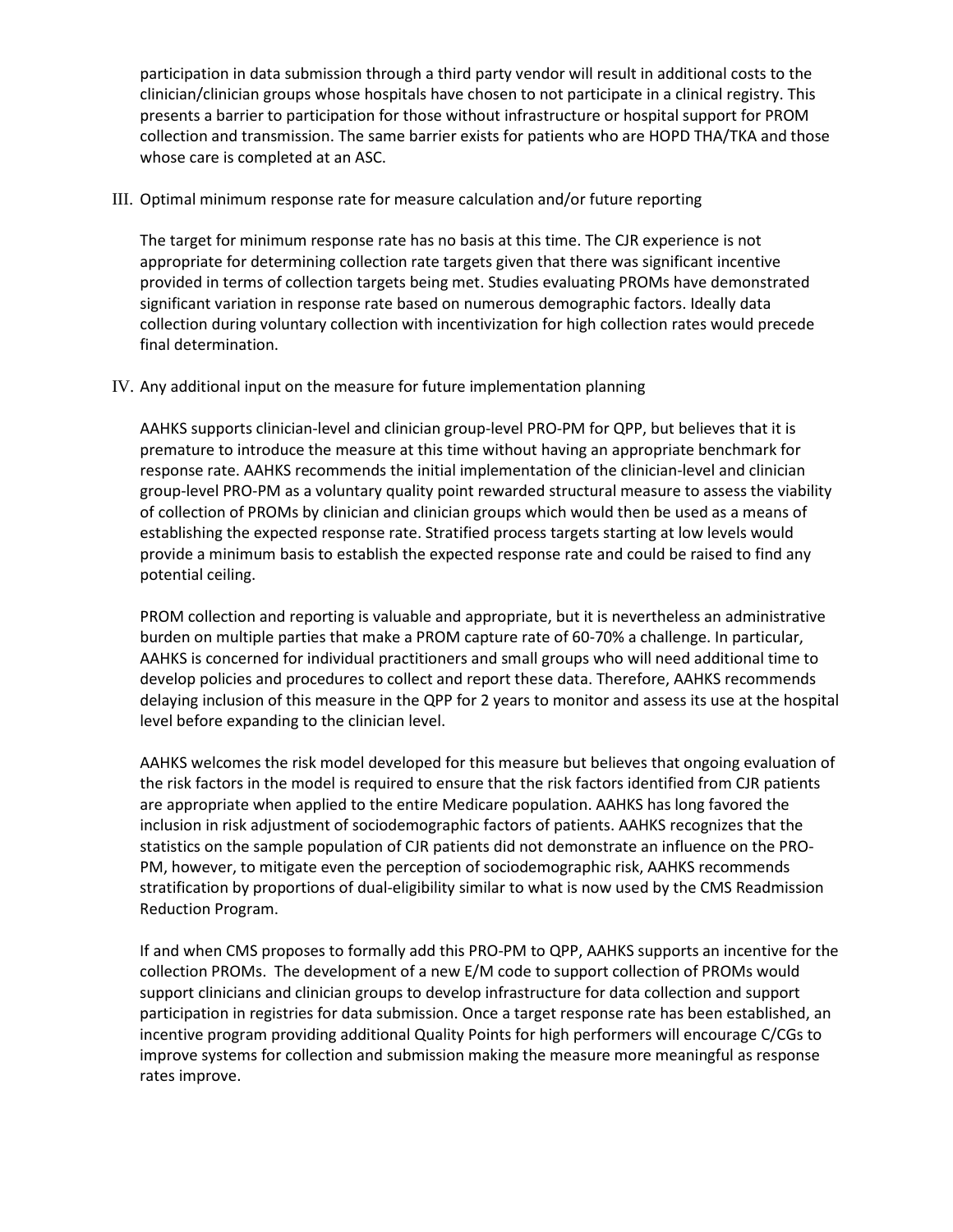participation in data submission through a third party vendor will result in additional costs to the clinician/clinician groups whose hospitals have chosen to not participate in a clinical registry. This presents a barrier to participation for those without infrastructure or hospital support for PROM collection and transmission. The same barrier exists for patients who are HOPD THA/TKA and those whose care is completed at an ASC.

III. Optimal minimum response rate for measure calculation and/or future reporting

The target for minimum response rate has no basis at this time. The CJR experience is not appropriate for determining collection rate targets given that there was significant incentive provided in terms of collection targets being met. Studies evaluating PROMs have demonstrated significant variation in response rate based on numerous demographic factors. Ideally data collection during voluntary collection with incentivization for high collection rates would precede final determination.

IV. Any additional input on the measure for future implementation planning

AAHKS supports clinician-level and clinician group-level PRO-PM for QPP, but believes that it is premature to introduce the measure at this time without having an appropriate benchmark for response rate. AAHKS recommends the initial implementation of the clinician-level and clinician group-level PRO-PM as a voluntary quality point rewarded structural measure to assess the viability of collection of PROMs by clinician and clinician groups which would then be used as a means of establishing the expected response rate. Stratified process targets starting at low levels would provide a minimum basis to establish the expected response rate and could be raised to find any potential ceiling.

PROM collection and reporting is valuable and appropriate, but it is nevertheless an administrative burden on multiple parties that make a PROM capture rate of 60-70% a challenge. In particular, AAHKS is concerned for individual practitioners and small groups who will need additional time to develop policies and procedures to collect and report these data. Therefore, AAHKS recommends delaying inclusion of this measure in the QPP for 2 years to monitor and assess its use at the hospital level before expanding to the clinician level.

AAHKS welcomes the risk model developed for this measure but believes that ongoing evaluation of the risk factors in the model is required to ensure that the risk factors identified from CJR patients are appropriate when applied to the entire Medicare population. AAHKS has long favored the inclusion in risk adjustment of sociodemographic factors of patients. AAHKS recognizes that the statistics on the sample population of CJR patients did not demonstrate an influence on the PRO-PM, however, to mitigate even the perception of sociodemographic risk, AAHKS recommends stratification by proportions of dual-eligibility similar to what is now used by the CMS Readmission Reduction Program.

If and when CMS proposes to formally add this PRO-PM to QPP, AAHKS supports an incentive for the collection PROMs. The development of a new E/M code to support collection of PROMs would support clinicians and clinician groups to develop infrastructure for data collection and support participation in registries for data submission. Once a target response rate has been established, an incentive program providing additional Quality Points for high performers will encourage C/CGs to improve systems for collection and submission making the measure more meaningful as response rates improve.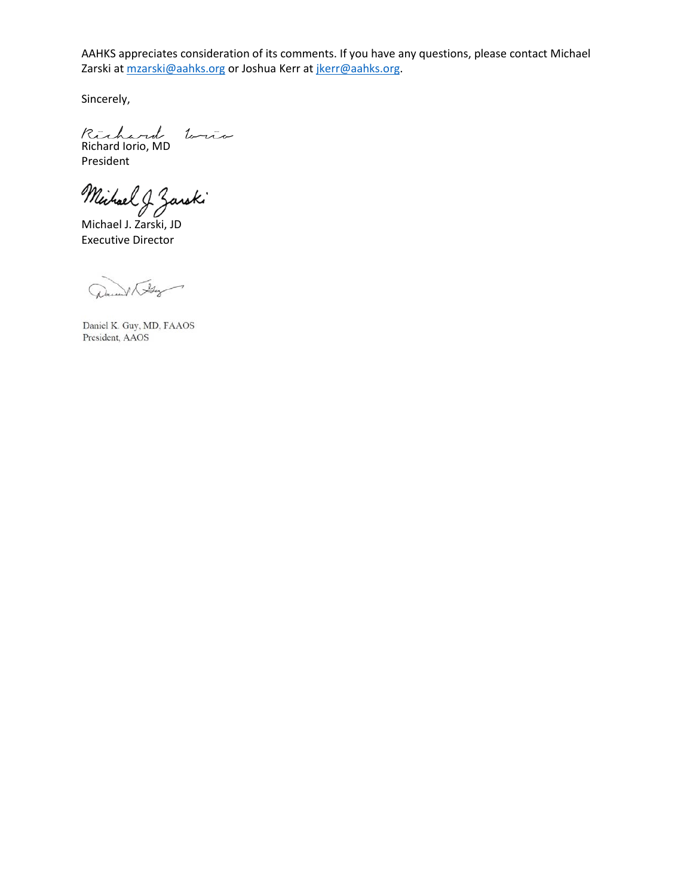AAHKS appreciates consideration of its comments. If you have any questions, please contact Michael Zarski at mzarski@aahks.org or Joshua Kerr at jkerr@aahks.org.

Sincerely,

Richard Iorio, MD
President

Michael J. Zarski, JD
Executive Director

Daniel K. Guy, MD, FAAOS
President, AAOS